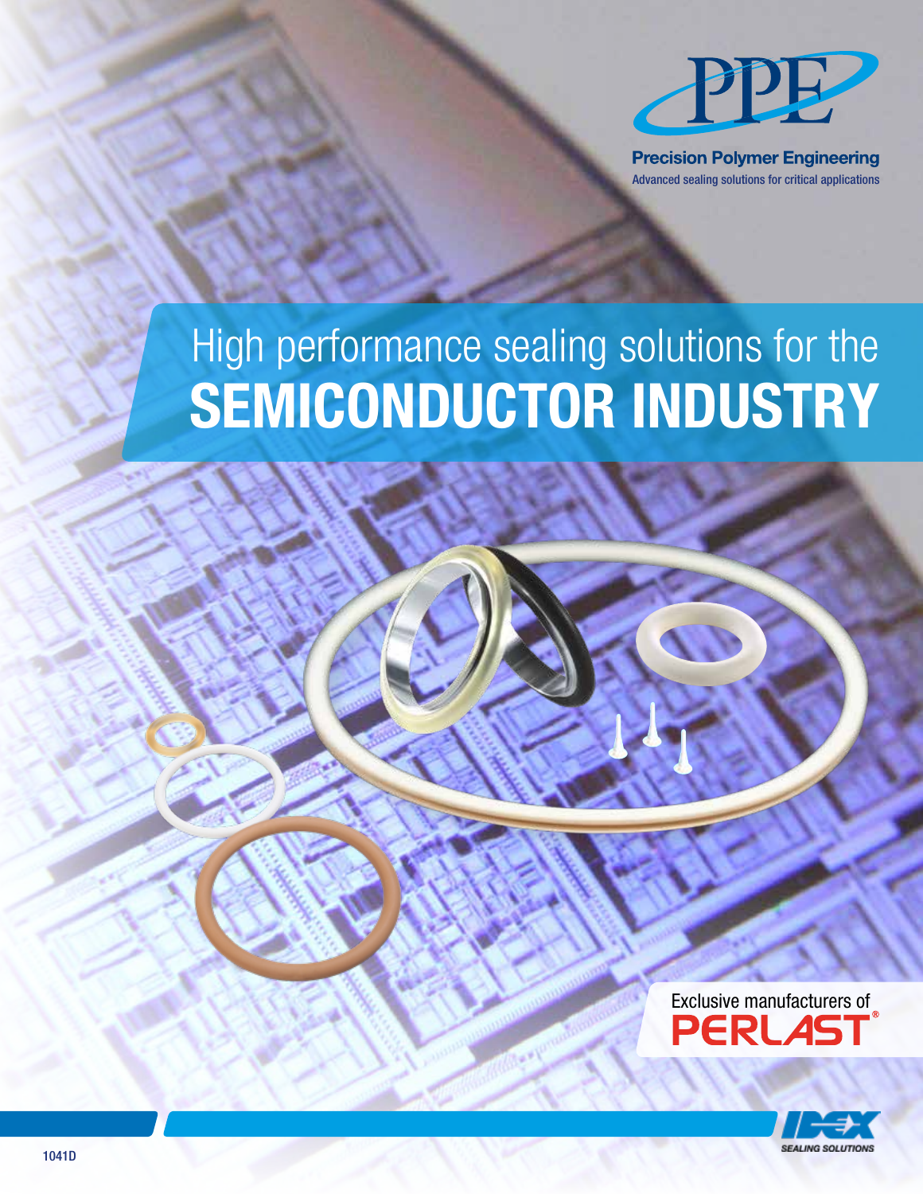PPE

**Precision Polymer Engineering**

Advanced sealing solutions for critical applications

# High performance sealing solutions for the SEMICONDUCTOR INDUSTRY

Exclusive manufacturers of PERLAST®

IDEX SEALING SOLUTIONS

1041D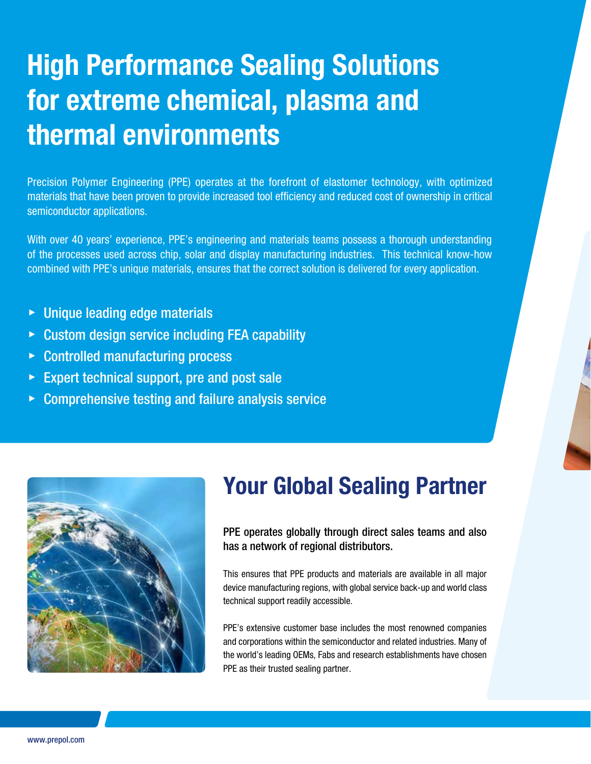# High Performance Sealing Solutions for extreme chemical, plasma and thermal environments

Precision Polymer Engineering (PPE) operates at the forefront of elastomer technology, with optimized materials that have been proven to provide increased tool efficiency and reduced cost of ownership in critical semiconductor applications.

With over 40 years' experience, PPE's engineering and materials teams possess a thorough understanding of the processes used across chip, solar and display manufacturing industries. This technical know-how combined with PPE's unique materials, ensures that the correct solution is delivered for every application.

- Unique leading edge materials
- Custom design service including FEA capability
- Controlled manufacturing process
- Expert technical support, pre and post sale
- Comprehensive testing and failure analysis service

## Your Global Sealing Partner

**PPE operates globally through direct sales teams and also has a network of regional distributors.**

This ensures that PPE products and materials are available in all major device manufacturing regions, with global service back-up and world class technical support readily accessible.

PPE's extensive customer base includes the most renowned companies and corporations within the semiconductor and related industries. Many of the world's leading OEMs, Fabs and research establishments have chosen PPE as their trusted sealing partner.

www.prepol.com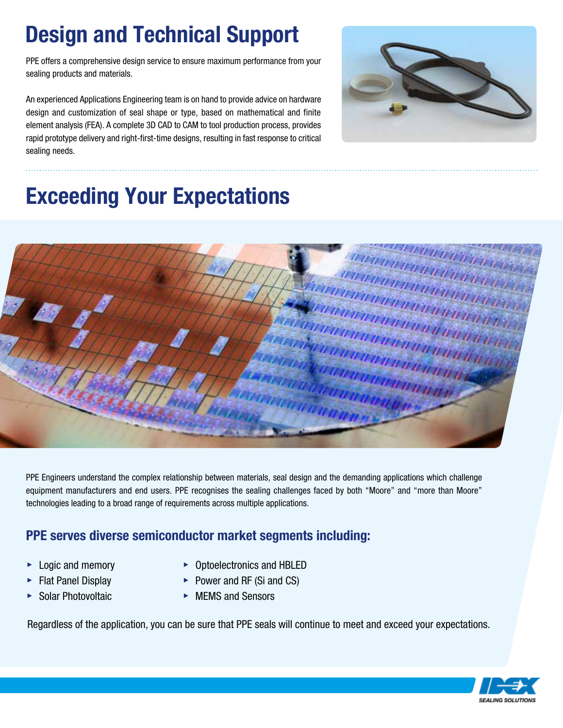# Design and Technical Support

PPE offers a comprehensive design service to ensure maximum performance from your sealing products and materials.

An experienced Applications Engineering team is on hand to provide advice on hardware design and customization of seal shape or type, based on mathematical and finite element analysis (FEA). A complete 3D CAD to CAM to tool production process, provides rapid prototype delivery and right-first-time designs, resulting in fast response to critical sealing needs.

# Exceeding Your Expectations

PPE Engineers understand the complex relationship between materials, seal design and the demanding applications which challenge equipment manufacturers and end users. PPE recognises the sealing challenges faced by both "Moore" and "more than Moore" technologies leading to a broad range of requirements across multiple applications.

## PPE serves diverse semiconductor market segments including:

- Logic and memory
- Flat Panel Display
- Solar Photovoltaic
- Optoelectronics and HBLED
- Power and RF (Si and CS)
- MEMS and Sensors

Regardless of the application, you can be sure that PPE seals will continue to meet and exceed your expectations.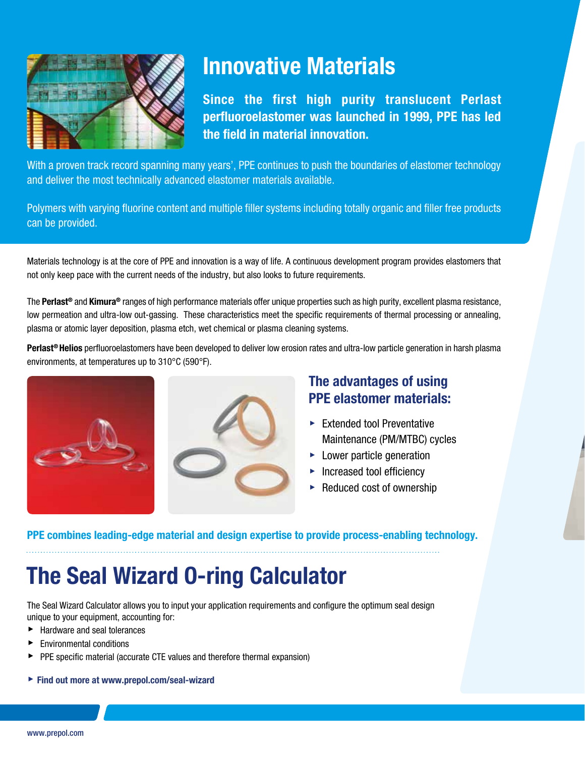# Innovative Materials

**Since the first high purity translucent Perlast perfluoroelastomer was launched in 1999, PPE has led the field in material innovation.**

With a proven track record spanning many years', PPE continues to push the boundaries of elastomer technology and deliver the most technically advanced elastomer materials available.

Polymers with varying fluorine content and multiple filler systems including totally organic and filler free products can be provided.

Materials technology is at the core of PPE and innovation is a way of life. A continuous development program provides elastomers that not only keep pace with the current needs of the industry, but also looks to future requirements.

The **Perlast®** and **Kimura®** ranges of high performance materials offer unique properties such as high purity, excellent plasma resistance, low permeation and ultra-low out-gassing. These characteristics meet the specific requirements of thermal processing or annealing, plasma or atomic layer deposition, plasma etch, wet chemical or plasma cleaning systems.

**Perlast® Helios** perfluoroelastomers have been developed to deliver low erosion rates and ultra-low particle generation in harsh plasma environments, at temperatures up to 310°C (590°F).

## The advantages of using PPE elastomer materials:

- Extended tool Preventative Maintenance (PM/MTBC) cycles
- Lower particle generation
- Increased tool efficiency
- Reduced cost of ownership

**PPE combines leading-edge material and design expertise to provide process-enabling technology.**

# The Seal Wizard O-ring Calculator

The Seal Wizard Calculator allows you to input your application requirements and configure the optimum seal design unique to your equipment, accounting for:

- Hardware and seal tolerances
- Environmental conditions
- PPE specific material (accurate CTE values and therefore thermal expansion)

**Find out more at www.prepol.com/seal-wizard**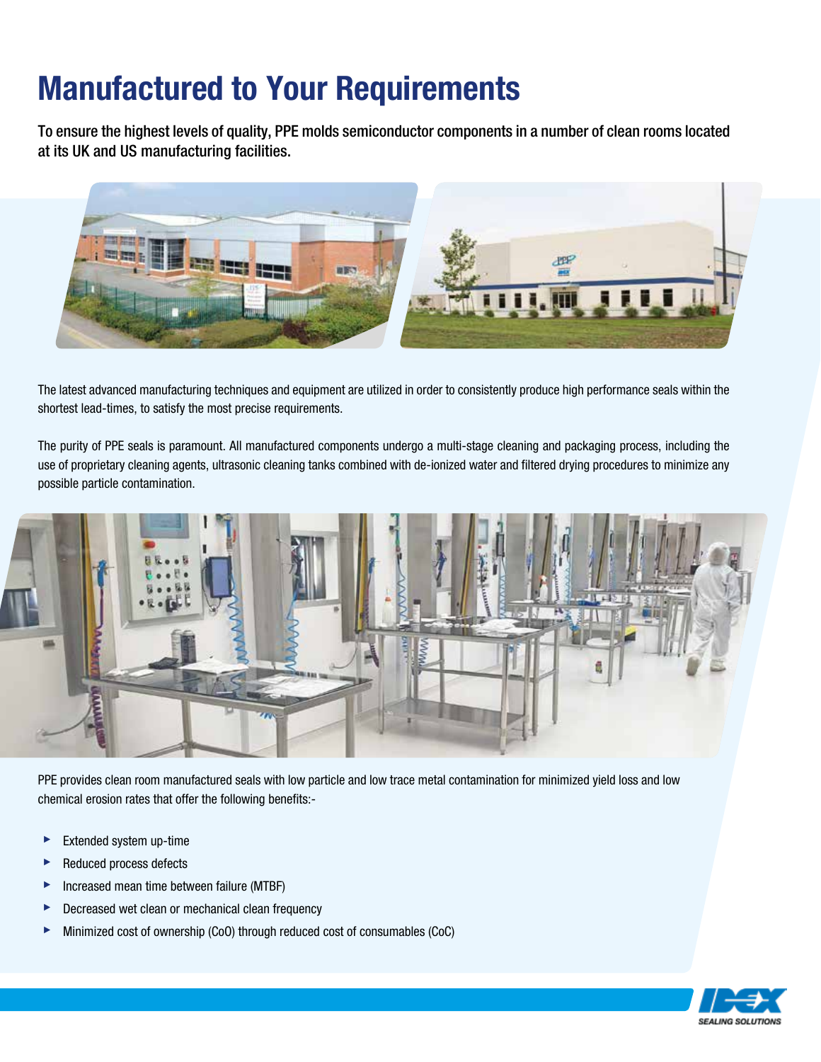# Manufactured to Your Requirements

**To ensure the highest levels of quality, PPE molds semiconductor components in a number of clean rooms located at its UK and US manufacturing facilities.**

The latest advanced manufacturing techniques and equipment are utilized in order to consistently produce high performance seals within the shortest lead-times, to satisfy the most precise requirements.

The purity of PPE seals is paramount. All manufactured components undergo a multi-stage cleaning and packaging process, including the use of proprietary cleaning agents, ultrasonic cleaning tanks combined with de-ionized water and filtered drying procedures to minimize any possible particle contamination.

PPE provides clean room manufactured seals with low particle and low trace metal contamination for minimized yield loss and low chemical erosion rates that offer the following benefits:-

- Extended system up-time
- Reduced process defects
- Increased mean time between failure (MTBF)
- Decreased wet clean or mechanical clean frequency
- Minimized cost of ownership (CoO) through reduced cost of consumables (CoC)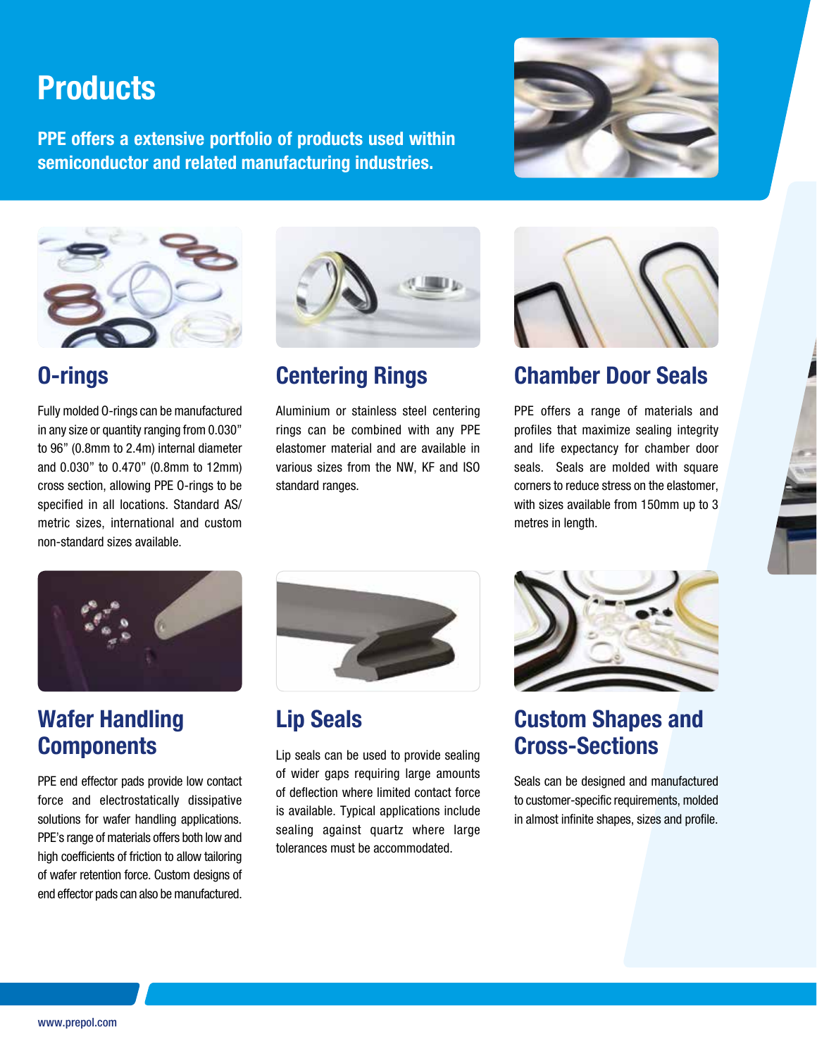# Products

**PPE offers a extensive portfolio of products used within semiconductor and related manufacturing industries.**

## O-rings

Fully molded O-rings can be manufactured in any size or quantity ranging from 0.030" to 96" (0.8mm to 2.4m) internal diameter and 0.030" to 0.470" (0.8mm to 12mm) cross section, allowing PPE O-rings to be specified in all locations. Standard AS/ metric sizes, international and custom non-standard sizes available.

## Centering Rings

Aluminium or stainless steel centering rings can be combined with any PPE elastomer material and are available in various sizes from the NW, KF and ISO standard ranges.

## Chamber Door Seals

PPE offers a range of materials and profiles that maximize sealing integrity and life expectancy for chamber door seals. Seals are molded with square corners to reduce stress on the elastomer, with sizes available from 150mm up to 3 metres in length.

## Wafer Handling Components

PPE end effector pads provide low contact force and electrostatically dissipative solutions for wafer handling applications. PPE's range of materials offers both low and high coefficients of friction to allow tailoring of wafer retention force. Custom designs of end effector pads can also be manufactured.

## Lip Seals

Lip seals can be used to provide sealing of wider gaps requiring large amounts of deflection where limited contact force is available. Typical applications include sealing against quartz where large tolerances must be accommodated.

## Custom Shapes and Cross-Sections

Seals can be designed and manufactured to customer-specific requirements, molded in almost infinite shapes, sizes and profile.

www.prepol.com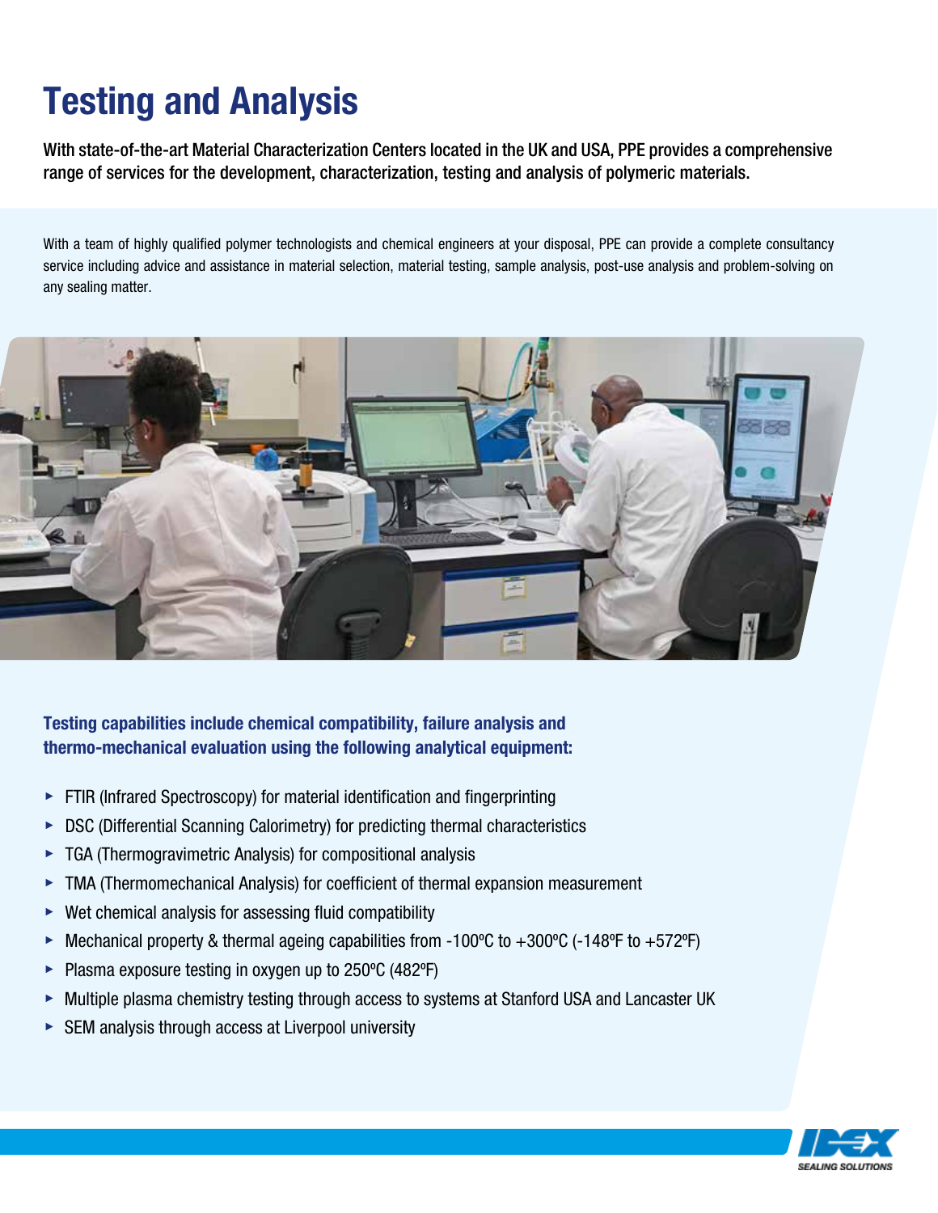# Testing and Analysis

With state-of-the-art Material Characterization Centers located in the UK and USA, PPE provides a comprehensive range of services for the development, characterization, testing and analysis of polymeric materials.

With a team of highly qualified polymer technologists and chemical engineers at your disposal, PPE can provide a complete consultancy service including advice and assistance in material selection, material testing, sample analysis, post-use analysis and problem-solving on any sealing matter.

**Testing capabilities include chemical compatibility, failure analysis and thermo-mechanical evaluation using the following analytical equipment:**

- FTIR (Infrared Spectroscopy) for material identification and fingerprinting
- DSC (Differential Scanning Calorimetry) for predicting thermal characteristics
- TGA (Thermogravimetric Analysis) for compositional analysis
- TMA (Thermomechanical Analysis) for coefficient of thermal expansion measurement
- Wet chemical analysis for assessing fluid compatibility
- Mechanical property & thermal ageing capabilities from -100ºC to +300ºC (-148ºF to +572ºF)
- Plasma exposure testing in oxygen up to 250ºC (482ºF)
- Multiple plasma chemistry testing through access to systems at Stanford USA and Lancaster UK
- SEM analysis through access at Liverpool university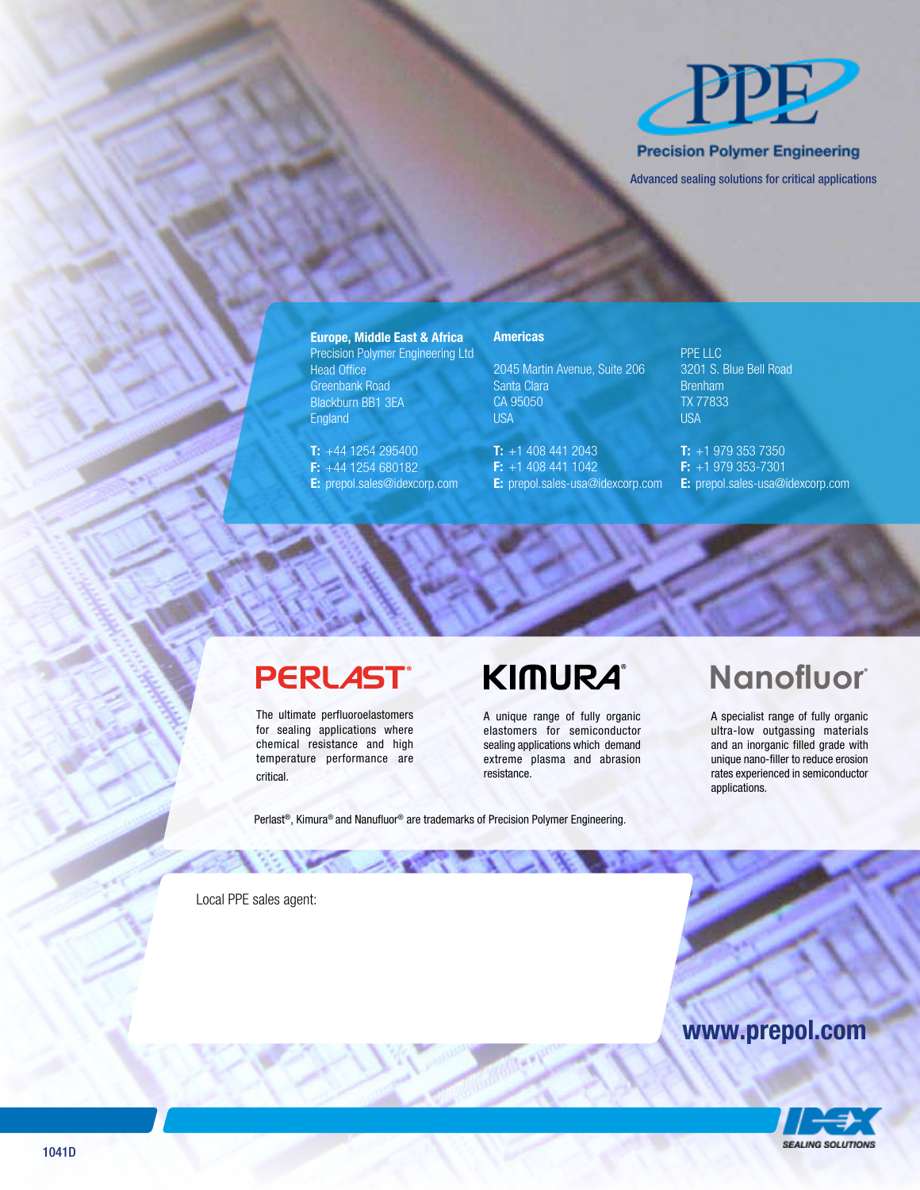# PPE

**Precision Polymer Engineering**

Advanced sealing solutions for critical applications

**Europe, Middle East & Africa**
Precision Polymer Engineering Ltd
Head Office
Greenbank Road
Blackburn BB1 3EA
England

**T:** +44 1254 295400
**F:** +44 1254 680182
**E:** prepol.sales@idexcorp.com

**Americas**

2045 Martin Avenue, Suite 206
Santa Clara
CA 95050
USA

**T:** +1 408 441 2043
**F:** +1 408 441 1042
**E:** prepol.sales-usa@idexcorp.com

PPE LLC
3201 S. Blue Bell Road
Brenham
TX 77833
USA

**T:** +1 979 353 7350
**F:** +1 979 353-7301
**E:** prepol.sales-usa@idexcorp.com

## PERLAST®

The ultimate perfluoroelastomers for sealing applications where chemical resistance and high temperature performance are critical.

## KIMURA®

A unique range of fully organic elastomers for semiconductor sealing applications which demand extreme plasma and abrasion resistance.

## Nanofluor®

A specialist range of fully organic ultra-low outgassing materials and an inorganic filled grade with unique nano-filler to reduce erosion rates experienced in semiconductor applications.

Perlast®, Kimura® and Nanufluor® are trademarks of Precision Polymer Engineering.

Local PPE sales agent:

**www.prepol.com**

IDEX SEALING SOLUTIONS

1041D